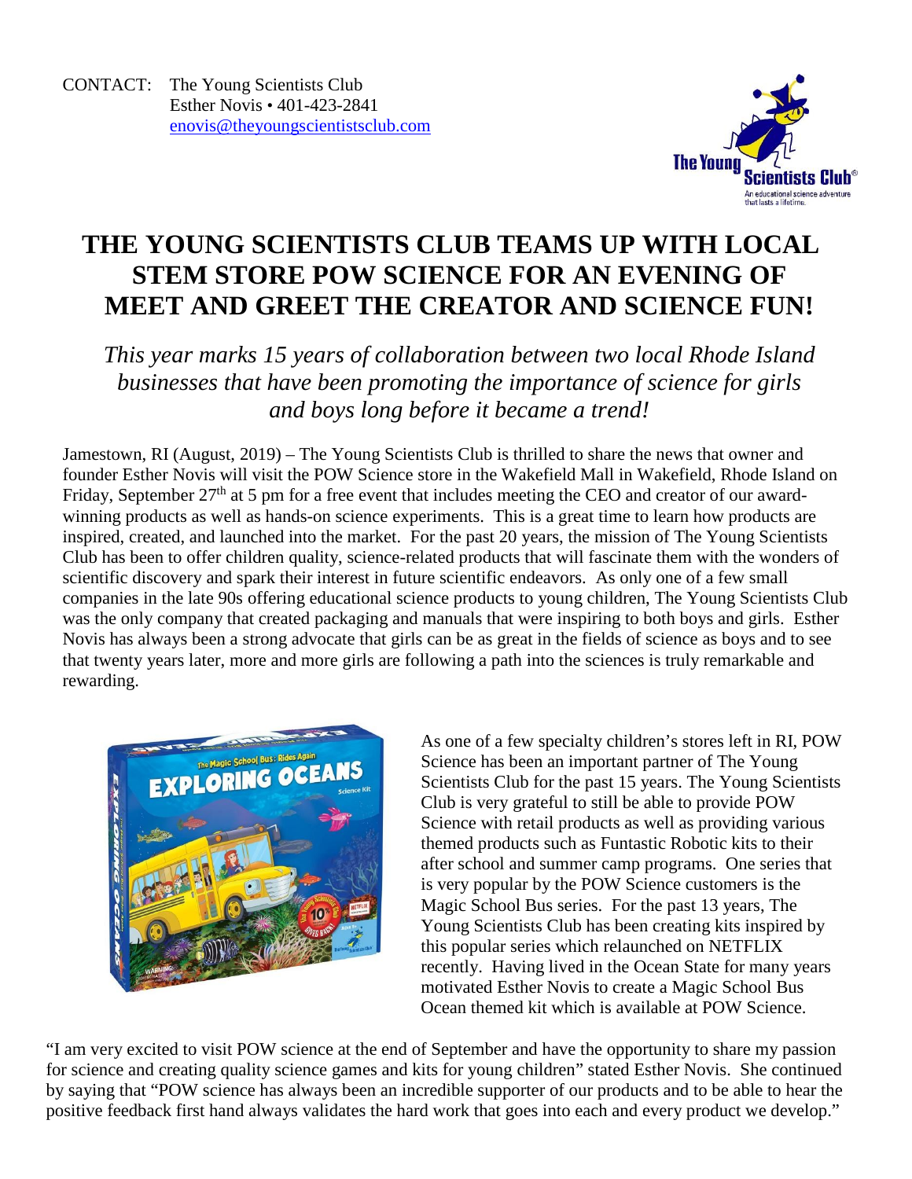CONTACT: The Young Scientists Club
Esther Novis • 401-423-2841
enovis@theyoungscientistsclub.com

# THE YOUNG SCIENTISTS CLUB TEAMS UP WITH LOCAL STEM STORE POW SCIENCE FOR AN EVENING OF MEET AND GREET THE CREATOR AND SCIENCE FUN!

*This year marks 15 years of collaboration between two local Rhode Island businesses that have been promoting the importance of science for girls and boys long before it became a trend!*

Jamestown, RI (August, 2019) – The Young Scientists Club is thrilled to share the news that owner and founder Esther Novis will visit the POW Science store in the Wakefield Mall in Wakefield, Rhode Island on Friday, September 27th at 5 pm for a free event that includes meeting the CEO and creator of our award-winning products as well as hands-on science experiments. This is a great time to learn how products are inspired, created, and launched into the market. For the past 20 years, the mission of The Young Scientists Club has been to offer children quality, science-related products that will fascinate them with the wonders of scientific discovery and spark their interest in future scientific endeavors. As only one of a few small companies in the late 90s offering educational science products to young children, The Young Scientists Club was the only company that created packaging and manuals that were inspiring to both boys and girls. Esther Novis has always been a strong advocate that girls can be as great in the fields of science as boys and to see that twenty years later, more and more girls are following a path into the sciences is truly remarkable and rewarding.

As one of a few specialty children's stores left in RI, POW Science has been an important partner of The Young Scientists Club for the past 15 years. The Young Scientists Club is very grateful to still be able to provide POW Science with retail products as well as providing various themed products such as Funtastic Robotic kits to their after school and summer camp programs. One series that is very popular by the POW Science customers is the Magic School Bus series. For the past 13 years, The Young Scientists Club has been creating kits inspired by this popular series which relaunched on NETFLIX recently. Having lived in the Ocean State for many years motivated Esther Novis to create a Magic School Bus Ocean themed kit which is available at POW Science.

"I am very excited to visit POW science at the end of September and have the opportunity to share my passion for science and creating quality science games and kits for young children" stated Esther Novis. She continued by saying that "POW science has always been an incredible supporter of our products and to be able to hear the positive feedback first hand always validates the hard work that goes into each and every product we develop."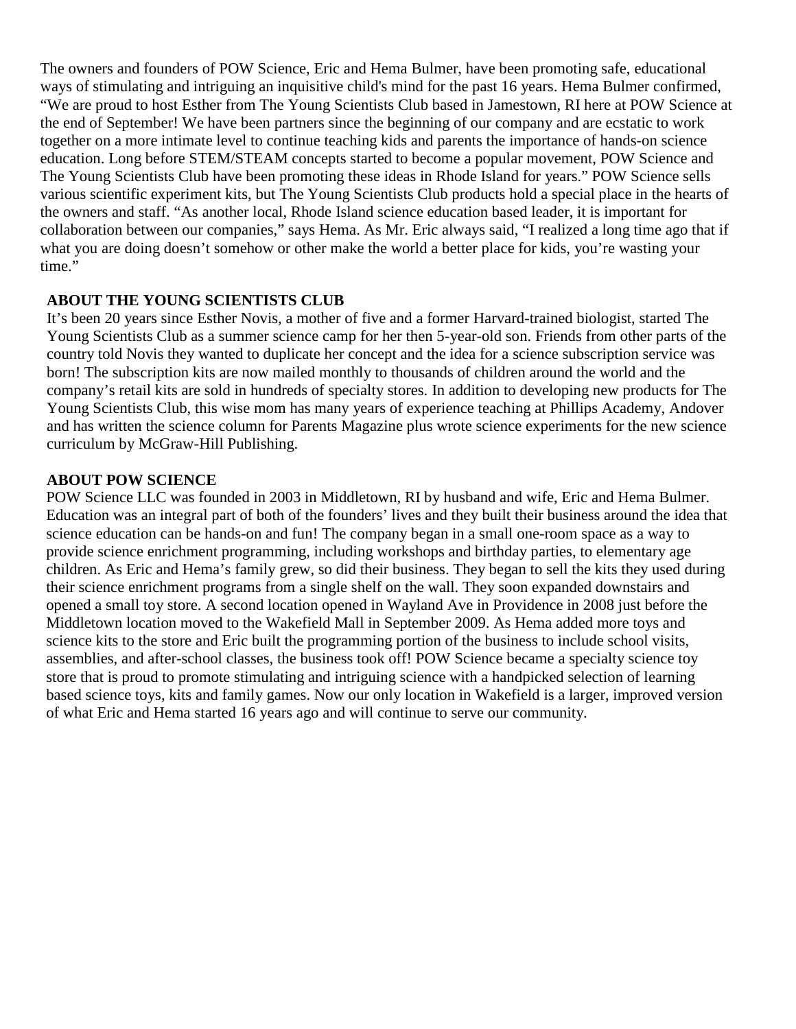The owners and founders of POW Science, Eric and Hema Bulmer, have been promoting safe, educational ways of stimulating and intriguing an inquisitive child's mind for the past 16 years. Hema Bulmer confirmed, "We are proud to host Esther from The Young Scientists Club based in Jamestown, RI here at POW Science at the end of September! We have been partners since the beginning of our company and are ecstatic to work together on a more intimate level to continue teaching kids and parents the importance of hands-on science education. Long before STEM/STEAM concepts started to become a popular movement, POW Science and The Young Scientists Club have been promoting these ideas in Rhode Island for years." POW Science sells various scientific experiment kits, but The Young Scientists Club products hold a special place in the hearts of the owners and staff. "As another local, Rhode Island science education based leader, it is important for collaboration between our companies," says Hema. As Mr. Eric always said, "I realized a long time ago that if what you are doing doesn't somehow or other make the world a better place for kids, you're wasting your time."

**ABOUT THE YOUNG SCIENTISTS CLUB**

It's been 20 years since Esther Novis, a mother of five and a former Harvard-trained biologist, started The Young Scientists Club as a summer science camp for her then 5-year-old son. Friends from other parts of the country told Novis they wanted to duplicate her concept and the idea for a science subscription service was born! The subscription kits are now mailed monthly to thousands of children around the world and the company's retail kits are sold in hundreds of specialty stores. In addition to developing new products for The Young Scientists Club, this wise mom has many years of experience teaching at Phillips Academy, Andover and has written the science column for Parents Magazine plus wrote science experiments for the new science curriculum by McGraw-Hill Publishing.

**ABOUT POW SCIENCE**

POW Science LLC was founded in 2003 in Middletown, RI by husband and wife, Eric and Hema Bulmer. Education was an integral part of both of the founders' lives and they built their business around the idea that science education can be hands-on and fun! The company began in a small one-room space as a way to provide science enrichment programming, including workshops and birthday parties, to elementary age children. As Eric and Hema's family grew, so did their business. They began to sell the kits they used during their science enrichment programs from a single shelf on the wall. They soon expanded downstairs and opened a small toy store. A second location opened in Wayland Ave in Providence in 2008 just before the Middletown location moved to the Wakefield Mall in September 2009. As Hema added more toys and science kits to the store and Eric built the programming portion of the business to include school visits, assemblies, and after-school classes, the business took off! POW Science became a specialty science toy store that is proud to promote stimulating and intriguing science with a handpicked selection of learning based science toys, kits and family games. Now our only location in Wakefield is a larger, improved version of what Eric and Hema started 16 years ago and will continue to serve our community.